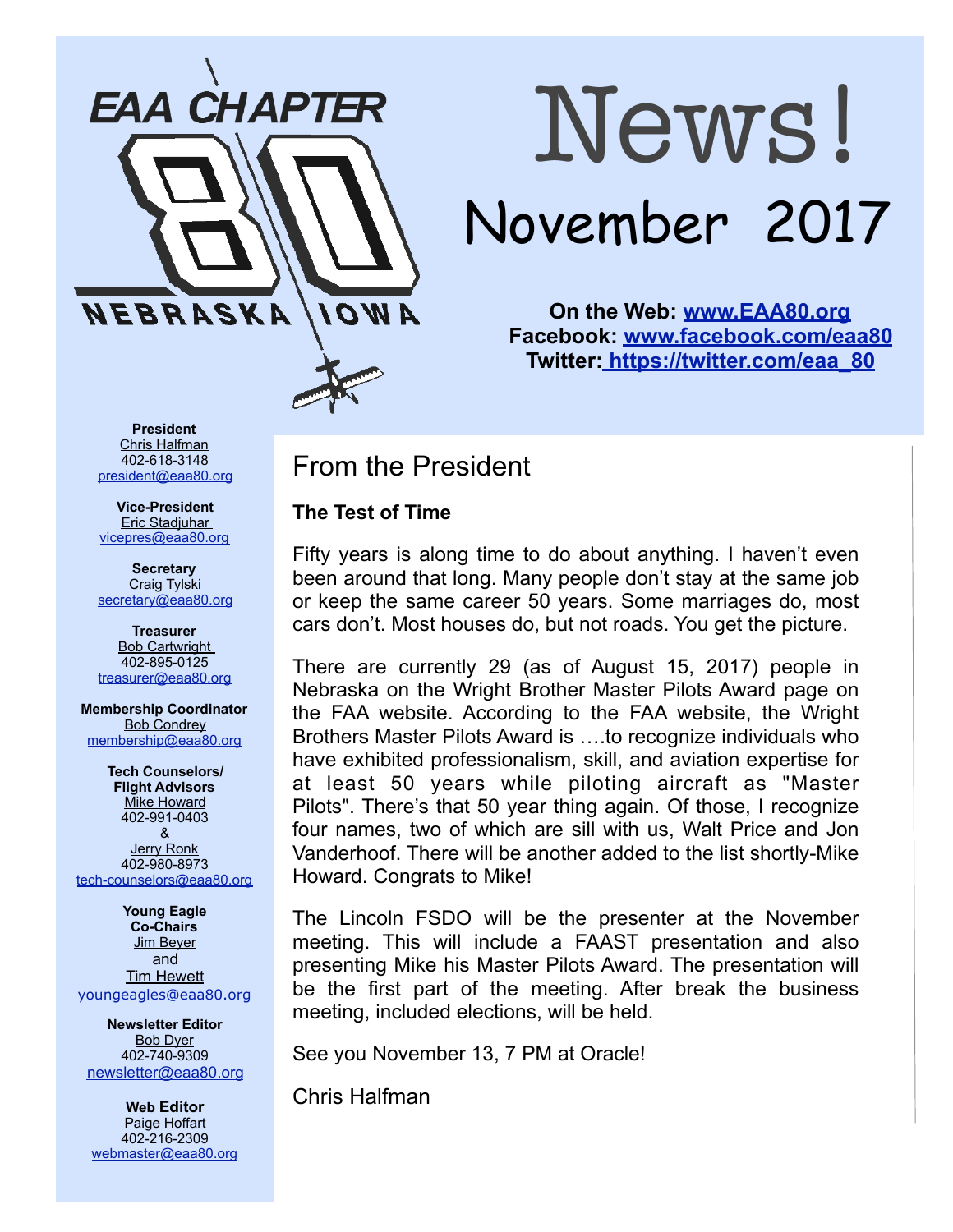EAA CHAPTER 80 NEBRASKA IOWA

# News!

## November 2017

**On the Web: [www.EAA80.org](http://www.EAA80.org)**
**Facebook: [www.facebook.com/eaa80](http://www.facebook.com/eaa80)**
**Twitter: [https://twitter.com/eaa_80](https://twitter.com/eaa_80)**

**President**
Chris Halfman
402-618-3148
president@eaa80.org

**Vice-President**
Eric Stadjuhar
vicepres@eaa80.org

**Secretary**
Craig Tylski
secretary@eaa80.org

**Treasurer**
Bob Cartwright
402-895-0125
treasurer@eaa80.org

**Membership Coordinator**
Bob Condrey
membership@eaa80.org

**Tech Counselors/ Flight Advisors**
Mike Howard
402-991-0403
&
Jerry Ronk
402-980-8973
tech-counselors@eaa80.org

**Young Eagle Co-Chairs**
Jim Beyer
and
Tim Hewett
youngeagles@eaa80.org

**Newsletter Editor**
Bob Dyer
402-740-9309
newsletter@eaa80.org

**Web Editor**
Paige Hoffart
402-216-2309
webmaster@eaa80.org

## From the President

**The Test of Time**

Fifty years is along time to do about anything. I haven't even been around that long. Many people don't stay at the same job or keep the same career 50 years. Some marriages do, most cars don't. Most houses do, but not roads. You get the picture.

There are currently 29 (as of August 15, 2017) people in Nebraska on the Wright Brother Master Pilots Award page on the FAA website. According to the FAA website, the Wright Brothers Master Pilots Award is ….to recognize individuals who have exhibited professionalism, skill, and aviation expertise for at least 50 years while piloting aircraft as "Master Pilots". There's that 50 year thing again. Of those, I recognize four names, two of which are sill with us, Walt Price and Jon Vanderhoof. There will be another added to the list shortly-Mike Howard. Congrats to Mike!

The Lincoln FSDO will be the presenter at the November meeting. This will include a FAAST presentation and also presenting Mike his Master Pilots Award. The presentation will be the first part of the meeting. After break the business meeting, included elections, will be held.

See you November 13, 7 PM at Oracle!

Chris Halfman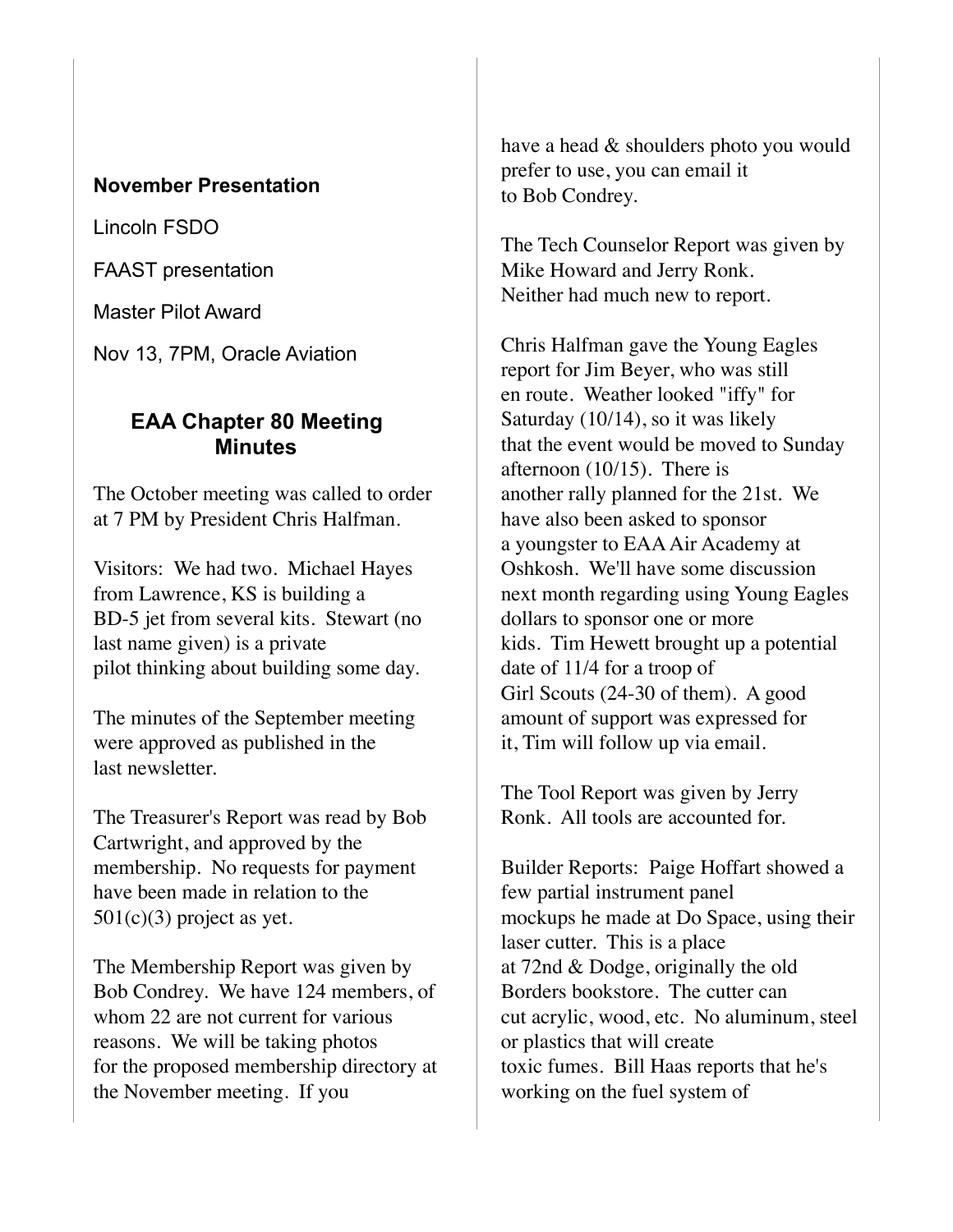**November Presentation**

Lincoln FSDO

FAAST presentation

Master Pilot Award

Nov 13, 7PM, Oracle Aviation

## EAA Chapter 80 Meeting Minutes

The October meeting was called to order at 7 PM by President Chris Halfman.

Visitors: We had two. Michael Hayes from Lawrence, KS is building a BD-5 jet from several kits. Stewart (no last name given) is a private pilot thinking about building some day.

The minutes of the September meeting were approved as published in the last newsletter.

The Treasurer's Report was read by Bob Cartwright, and approved by the membership. No requests for payment have been made in relation to the 501(c)(3) project as yet.

The Membership Report was given by Bob Condrey. We have 124 members, of whom 22 are not current for various reasons. We will be taking photos for the proposed membership directory at the November meeting. If you have a head & shoulders photo you would prefer to use, you can email it to Bob Condrey.

The Tech Counselor Report was given by Mike Howard and Jerry Ronk. Neither had much new to report.

Chris Halfman gave the Young Eagles report for Jim Beyer, who was still en route. Weather looked "iffy" for Saturday (10/14), so it was likely that the event would be moved to Sunday afternoon (10/15). There is another rally planned for the 21st. We have also been asked to sponsor a youngster to EAA Air Academy at Oshkosh. We'll have some discussion next month regarding using Young Eagles dollars to sponsor one or more kids. Tim Hewett brought up a potential date of 11/4 for a troop of Girl Scouts (24-30 of them). A good amount of support was expressed for it, Tim will follow up via email.

The Tool Report was given by Jerry Ronk. All tools are accounted for.

Builder Reports: Paige Hoffart showed a few partial instrument panel mockups he made at Do Space, using their laser cutter. This is a place at 72nd & Dodge, originally the old Borders bookstore. The cutter can cut acrylic, wood, etc. No aluminum, steel or plastics that will create toxic fumes. Bill Haas reports that he's working on the fuel system of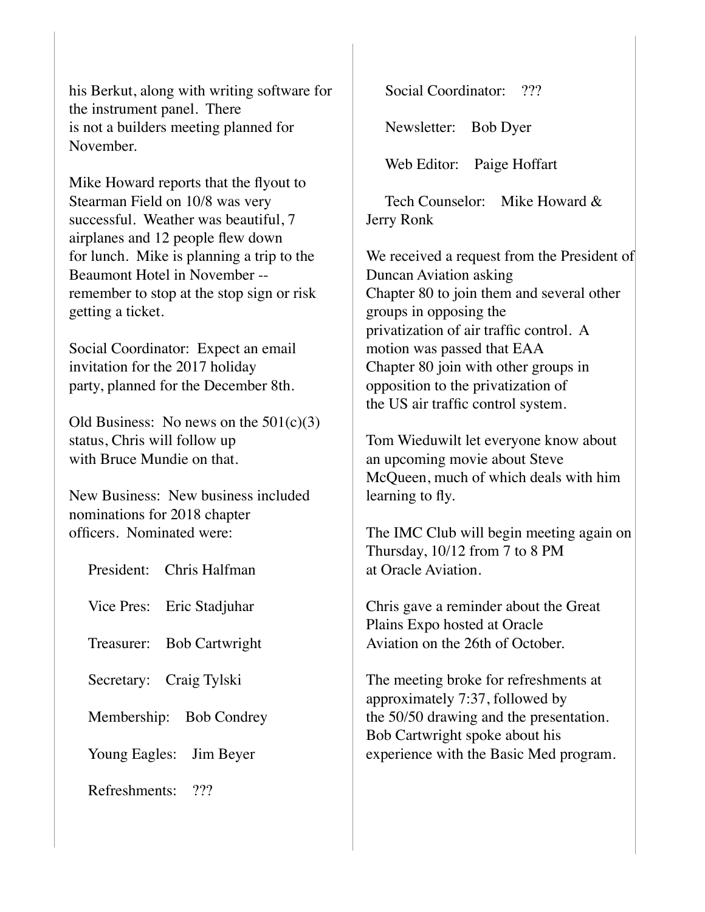his Berkut, along with writing software for the instrument panel. There is not a builders meeting planned for November.

Mike Howard reports that the flyout to Stearman Field on 10/8 was very successful. Weather was beautiful, 7 airplanes and 12 people flew down for lunch. Mike is planning a trip to the Beaumont Hotel in November -- remember to stop at the stop sign or risk getting a ticket.

Social Coordinator: Expect an email invitation for the 2017 holiday party, planned for the December 8th.

Old Business: No news on the 501(c)(3) status, Chris will follow up with Bruce Mundie on that.

New Business: New business included nominations for 2018 chapter officers. Nominated were:

- President: Chris Halfman
- Vice Pres: Eric Stadjuhar
- Treasurer: Bob Cartwright
- Secretary: Craig Tylski
- Membership: Bob Condrey
- Young Eagles: Jim Beyer
- Refreshments: ???
- Social Coordinator: ???
- Newsletter: Bob Dyer
- Web Editor: Paige Hoffart
- Tech Counselor: Mike Howard & Jerry Ronk

We received a request from the President of Duncan Aviation asking Chapter 80 to join them and several other groups in opposing the privatization of air traffic control. A motion was passed that EAA Chapter 80 join with other groups in opposition to the privatization of the US air traffic control system.

Tom Wieduwilt let everyone know about an upcoming movie about Steve McQueen, much of which deals with him learning to fly.

The IMC Club will begin meeting again on Thursday, 10/12 from 7 to 8 PM at Oracle Aviation.

Chris gave a reminder about the Great Plains Expo hosted at Oracle Aviation on the 26th of October.

The meeting broke for refreshments at approximately 7:37, followed by the 50/50 drawing and the presentation. Bob Cartwright spoke about his experience with the Basic Med program.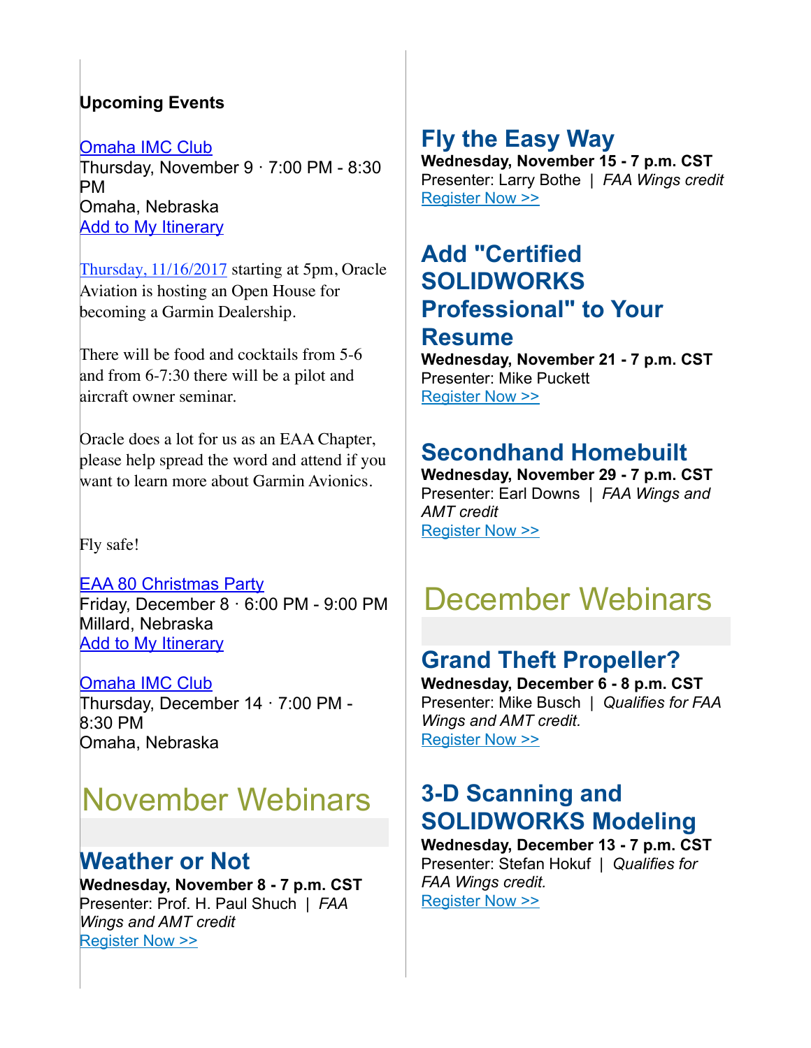**Upcoming Events**

Omaha IMC Club
Thursday, November 9 · 7:00 PM - 8:30 PM
Omaha, Nebraska
Add to My Itinerary

Thursday, 11/16/2017 starting at 5pm, Oracle Aviation is hosting an Open House for becoming a Garmin Dealership.

There will be food and cocktails from 5-6 and from 6-7:30 there will be a pilot and aircraft owner seminar.

Oracle does a lot for us as an EAA Chapter, please help spread the word and attend if you want to learn more about Garmin Avionics.

Fly safe!

EAA 80 Christmas Party
Friday, December 8 · 6:00 PM - 9:00 PM
Millard, Nebraska
Add to My Itinerary

Omaha IMC Club
Thursday, December 14 · 7:00 PM - 8:30 PM
Omaha, Nebraska

# November Webinars

## Weather or Not

**Wednesday, November 8 - 7 p.m. CST**
Presenter: Prof. H. Paul Shuch | *FAA Wings and AMT credit*
Register Now >>

## Fly the Easy Way

**Wednesday, November 15 - 7 p.m. CST**
Presenter: Larry Bothe | *FAA Wings credit*
Register Now >>

## Add "Certified SOLIDWORKS Professional" to Your Resume

**Wednesday, November 21 - 7 p.m. CST**
Presenter: Mike Puckett
Register Now >>

## Secondhand Homebuilt

**Wednesday, November 29 - 7 p.m. CST**
Presenter: Earl Downs | *FAA Wings and AMT credit*
Register Now >>

# December Webinars

## Grand Theft Propeller?

**Wednesday, December 6 - 8 p.m. CST**
Presenter: Mike Busch | *Qualifies for FAA Wings and AMT credit.*
Register Now >>

## 3-D Scanning and SOLIDWORKS Modeling

**Wednesday, December 13 - 7 p.m. CST**
Presenter: Stefan Hokuf | *Qualifies for FAA Wings credit.*
Register Now >>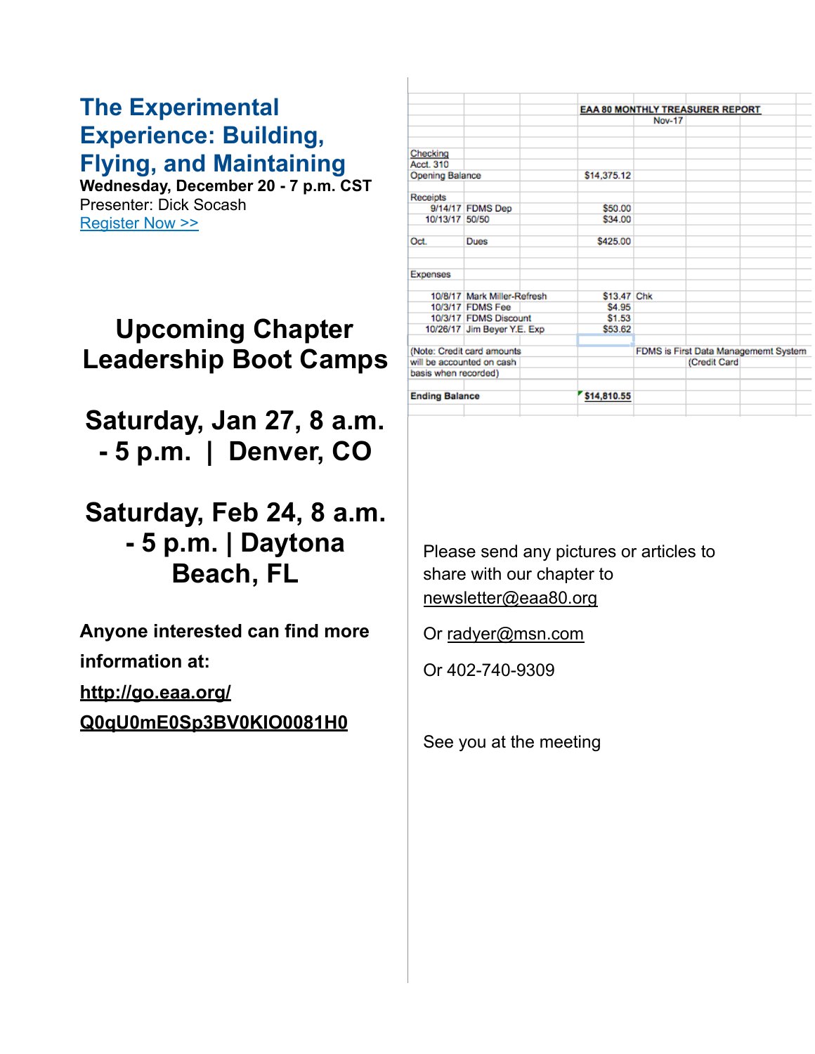## The Experimental Experience: Building, Flying, and Maintaining

**Wednesday, December 20 - 7 p.m. CST**

Presenter: Dick Socash

[Register Now >>](#)

## Upcoming Chapter Leadership Boot Camps

## Saturday, Jan 27, 8 a.m. - 5 p.m. | Denver, CO

## Saturday, Feb 24, 8 a.m. - 5 p.m. | Daytona Beach, FL

**Anyone interested can find more information at:**

**http://go.eaa.org/Q0qU0mE0Sp3BV0KIO0081H0**

**EAA 80 MONTHLY TREASURER REPORT**

Nov-17

| | | | | |
|---|---|---|---|---|
| Checking | | | | |
| Acct. 310 | | | | |
| Opening Balance | | | $14,375.12 | |
| Receipts | | | | |
| 9/14/17 | FDMS Dep | | $50.00 | |
| 10/13/17 | 50/50 | | $34.00 | |
| Oct. | Dues | | $425.00 | |
| Expenses | | | | |
| 10/8/17 | Mark Miller-Refresh | | $13.47 | Chk |
| 10/3/17 | FDMS Fee | | $4.95 | |
| 10/3/17 | FDMS Discount | | $1.53 | |
| 10/26/17 | Jim Beyer Y.E. Exp | | $53.62 | |
| (Note: Credit card amounts will be accounted on cash basis when recorded) | | | | FDMS is First Data Managememt System (Credit Card |
| Ending Balance | | | $14,810.55 | |

Please send any pictures or articles to share with our chapter to newsletter@eaa80.org

Or radyer@msn.com

Or 402-740-9309

See you at the meeting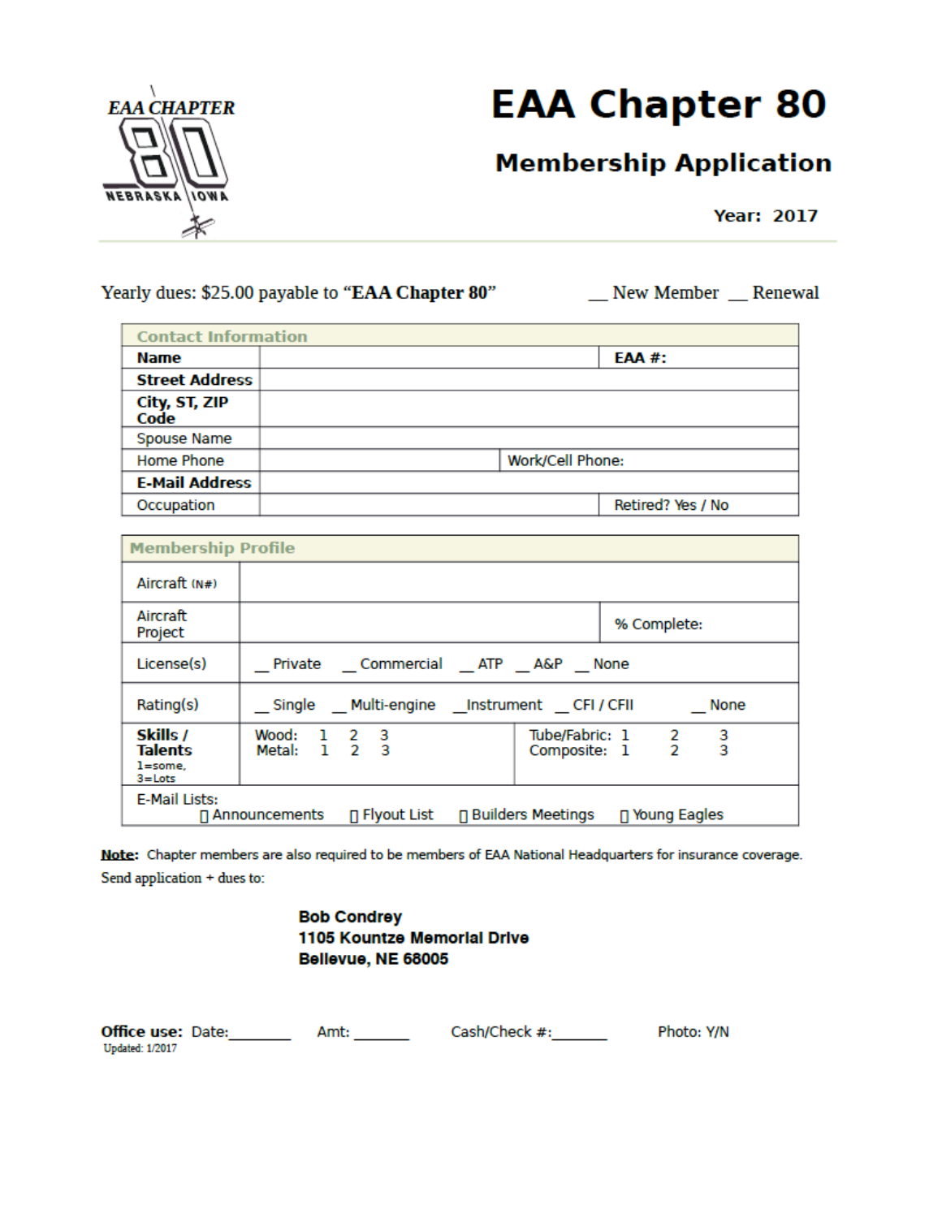EAA CHAPTER 80 NEBRASKA IOWA

# EAA Chapter 80

## Membership Application

**Year: 2017**

Yearly dues: $25.00 payable to "**EAA Chapter 80**" __ New Member __ Renewal

| Contact Information | | | |
|---|---|---|---|
| **Name** | | **EAA #:** | |
| **Street Address** | | | |
| **City, ST, ZIP Code** | | | |
| Spouse Name | | | |
| Home Phone | | Work/Cell Phone: | |
| **E-Mail Address** | | | |
| Occupation | | Retired? Yes / No | |

| Membership Profile | | |
|---|---|---|
| Aircraft (N#) | | |
| Aircraft Project | | % Complete: |
| License(s) | __ Private __ Commercial __ ATP __ A&P __ None | |
| Rating(s) | __ Single __ Multi-engine __Instrument __ CFI / CFII __ None | |
| **Skills / Talents** 1=some, 3=Lots | Wood: 1 2 3<br>Metal: 1 2 3 | Tube/Fabric: 1 2 3<br>Composite: 1 2 3 |
| E-Mail Lists: ▯ Announcements ▯ Flyout List ▯ Builders Meetings ▯ Young Eagles | | |

**Note:** Chapter members are also required to be members of EAA National Headquarters for insurance coverage.

Send application + dues to:

**Bob Condrey**
**1105 Kountze Memorial Drive**
**Bellevue, NE 68005**

**Office use:** Date:_______ Amt: _______ Cash/Check #:_______ Photo: Y/N

Updated: 1/2017